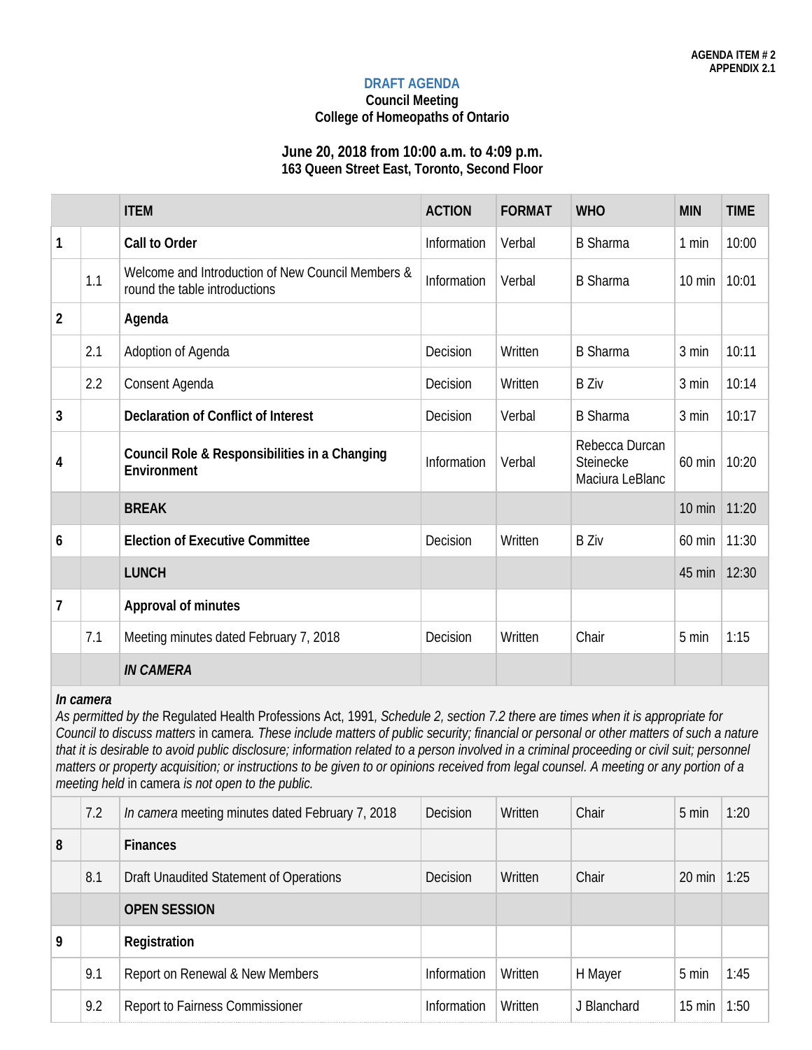**AGENDA ITEM # 2**
**APPENDIX 2.1**

# DRAFT AGENDA

## Council Meeting
## College of Homeopaths of Ontario

### June 20, 2018 from 10:00 a.m. to 4:09 p.m.
### 163 Queen Street East, Toronto, Second Floor

| | | ITEM | ACTION | FORMAT | WHO | MIN | TIME |
|---|---|---|---|---|---|---|---|
| **1** | | **Call to Order** | Information | Verbal | B Sharma | 1 min | 10:00 |
| | 1.1 | Welcome and Introduction of New Council Members & round the table introductions | Information | Verbal | B Sharma | 10 min | 10:01 |
| **2** | | **Agenda** | | | | | |
| | 2.1 | Adoption of Agenda | Decision | Written | B Sharma | 3 min | 10:11 |
| | 2.2 | Consent Agenda | Decision | Written | B Ziv | 3 min | 10:14 |
| **3** | | **Declaration of Conflict of Interest** | Decision | Verbal | B Sharma | 3 min | 10:17 |
| **4** | | **Council Role & Responsibilities in a Changing Environment** | Information | Verbal | Rebecca Durcan Steinecke Maciura LeBlanc | 60 min | 10:20 |
| | | **BREAK** | | | | 10 min | 11:20 |
| **6** | | **Election of Executive Committee** | Decision | Written | B Ziv | 60 min | 11:30 |
| | | **LUNCH** | | | | 45 min | 12:30 |
| **7** | | **Approval of minutes** | | | | | |
| | 7.1 | Meeting minutes dated February 7, 2018 | Decision | Written | Chair | 5 min | 1:15 |
| | | ***IN CAMERA*** | | | | | |
| | | ***In camera*** *As permitted by the* Regulated Health Professions Act, 1991*, Schedule 2, section 7.2 there are times when it is appropriate for Council to discuss matters* in camera*. These include matters of public security; financial or personal or other matters of such a nature that it is desirable to avoid public disclosure; information related to a person involved in a criminal proceeding or civil suit; personnel matters or property acquisition; or instructions to be given to or opinions received from legal counsel. A meeting or any portion of a meeting held* in camera *is not open to the public.* | | | | | |
| | 7.2 | *In camera* meeting minutes dated February 7, 2018 | Decision | Written | Chair | 5 min | 1:20 |
| **8** | | **Finances** | | | | | |
| | 8.1 | Draft Unaudited Statement of Operations | Decision | Written | Chair | 20 min | 1:25 |
| | | **OPEN SESSION** | | | | | |
| **9** | | **Registration** | | | | | |
| | 9.1 | Report on Renewal & New Members | Information | Written | H Mayer | 5 min | 1:45 |
| | 9.2 | Report to Fairness Commissioner | Information | Written | J Blanchard | 15 min | 1:50 |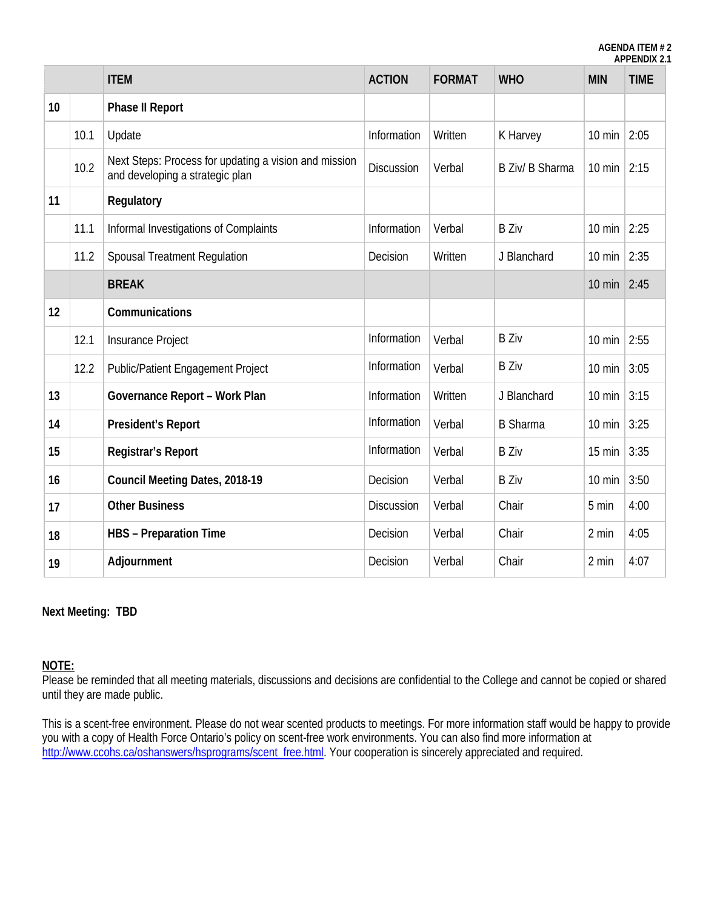AGENDA ITEM # 2
APPENDIX 2.1

| | | ITEM | ACTION | FORMAT | WHO | MIN | TIME |
|---|---|---|---|---|---|---|---|
| **10** | | **Phase II Report** | | | | | |
| | 10.1 | Update | Information | Written | K Harvey | 10 min | 2:05 |
| | 10.2 | Next Steps: Process for updating a vision and mission and developing a strategic plan | Discussion | Verbal | B Ziv/ B Sharma | 10 min | 2:15 |
| **11** | | **Regulatory** | | | | | |
| | 11.1 | Informal Investigations of Complaints | Information | Verbal | B Ziv | 10 min | 2:25 |
| | 11.2 | Spousal Treatment Regulation | Decision | Written | J Blanchard | 10 min | 2:35 |
| | | **BREAK** | | | | 10 min | 2:45 |
| **12** | | **Communications** | | | | | |
| | 12.1 | Insurance Project | Information | Verbal | B Ziv | 10 min | 2:55 |
| | 12.2 | Public/Patient Engagement Project | Information | Verbal | B Ziv | 10 min | 3:05 |
| **13** | | **Governance Report – Work Plan** | Information | Written | J Blanchard | 10 min | 3:15 |
| **14** | | **President's Report** | Information | Verbal | B Sharma | 10 min | 3:25 |
| **15** | | **Registrar's Report** | Information | Verbal | B Ziv | 15 min | 3:35 |
| **16** | | **Council Meeting Dates, 2018-19** | Decision | Verbal | B Ziv | 10 min | 3:50 |
| **17** | | **Other Business** | Discussion | Verbal | Chair | 5 min | 4:00 |
| **18** | | **HBS – Preparation Time** | Decision | Verbal | Chair | 2 min | 4:05 |
| **19** | | **Adjournment** | Decision | Verbal | Chair | 2 min | 4:07 |

**Next Meeting: TBD**

**NOTE:**
Please be reminded that all meeting materials, discussions and decisions are confidential to the College and cannot be copied or shared until they are made public.

This is a scent-free environment. Please do not wear scented products to meetings. For more information staff would be happy to provide you with a copy of Health Force Ontario's policy on scent-free work environments. You can also find more information at http://www.ccohs.ca/oshanswers/hsprograms/scent_free.html. Your cooperation is sincerely appreciated and required.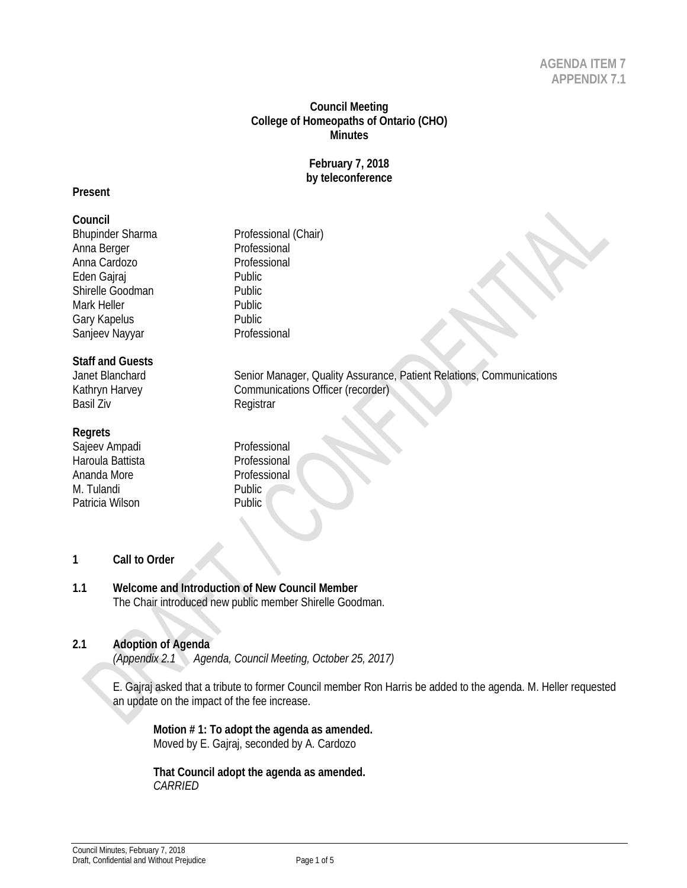**AGENDA ITEM 7**
**APPENDIX 7.1**

# Council Meeting
# College of Homeopaths of Ontario (CHO)
# Minutes

**February 7, 2018**
**by teleconference**

**Present**

**Council**

| | |
|---|---|
| Bhupinder Sharma | Professional (Chair) |
| Anna Berger | Professional |
| Anna Cardozo | Professional |
| Eden Gajraj | Public |
| Shirelle Goodman | Public |
| Mark Heller | Public |
| Gary Kapelus | Public |
| Sanjeev Nayyar | Professional |

**Staff and Guests**

| | |
|---|---|
| Janet Blanchard | Senior Manager, Quality Assurance, Patient Relations, Communications |
| Kathryn Harvey | Communications Officer (recorder) |
| Basil Ziv | Registrar |

**Regrets**

| | |
|---|---|
| Sajeev Ampadi | Professional |
| Haroula Battista | Professional |
| Ananda More | Professional |
| M. Tulandi | Public |
| Patricia Wilson | Public |

## 1 Call to Order

### 1.1 Welcome and Introduction of New Council Member

The Chair introduced new public member Shirelle Goodman.

### 2.1 Adoption of Agenda

*(Appendix 2.1 Agenda, Council Meeting, October 25, 2017)*

E. Gajraj asked that a tribute to former Council member Ron Harris be added to the agenda. M. Heller requested an update on the impact of the fee increase.

**Motion # 1: To adopt the agenda as amended.**
Moved by E. Gajraj, seconded by A. Cardozo

**That Council adopt the agenda as amended.**
*CARRIED*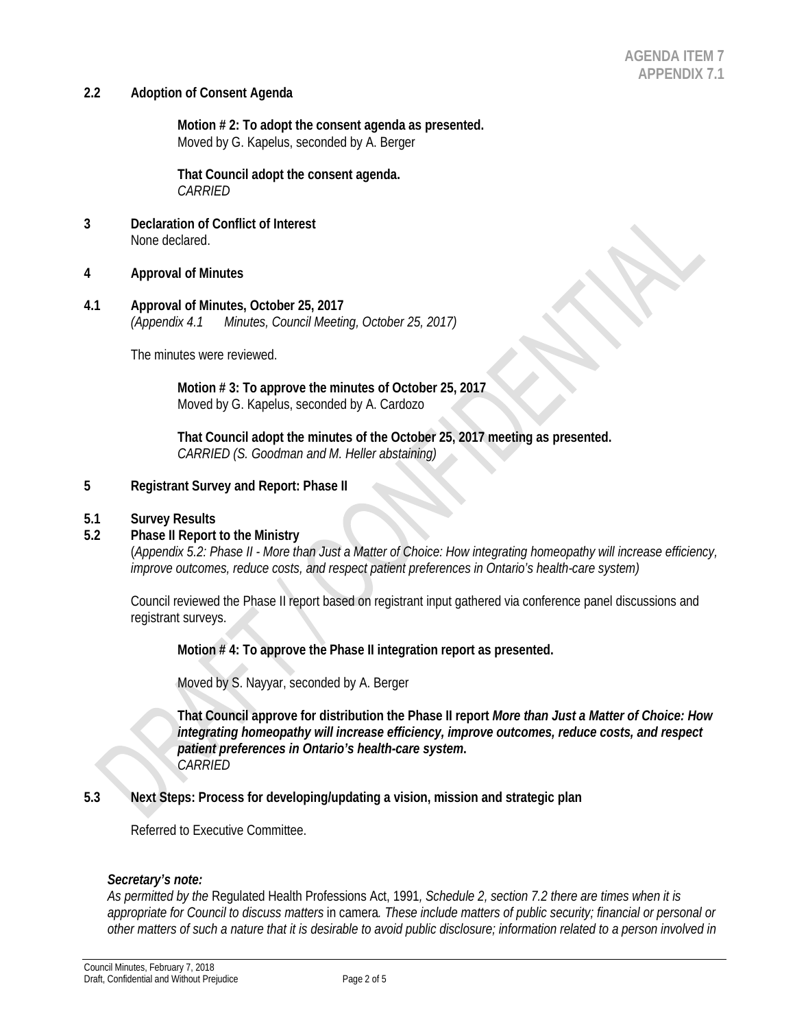**AGENDA ITEM 7**
**APPENDIX 7.1**

**2.2 Adoption of Consent Agenda**

**Motion # 2: To adopt the consent agenda as presented.**
Moved by G. Kapelus, seconded by A. Berger

**That Council adopt the consent agenda.**
*CARRIED*

**3 Declaration of Conflict of Interest**
None declared.

**4 Approval of Minutes**

**4.1 Approval of Minutes, October 25, 2017**
*(Appendix 4.1 Minutes, Council Meeting, October 25, 2017)*

The minutes were reviewed.

**Motion # 3: To approve the minutes of October 25, 2017**
Moved by G. Kapelus, seconded by A. Cardozo

**That Council adopt the minutes of the October 25, 2017 meeting as presented.**
*CARRIED (S. Goodman and M. Heller abstaining)*

**5 Registrant Survey and Report: Phase II**

**5.1 Survey Results**

**5.2 Phase II Report to the Ministry**
(*Appendix 5.2: Phase II - More than Just a Matter of Choice: How integrating homeopathy will increase efficiency, improve outcomes, reduce costs, and respect patient preferences in Ontario's health-care system)*

Council reviewed the Phase II report based on registrant input gathered via conference panel discussions and registrant surveys.

**Motion # 4: To approve the Phase II integration report as presented.**

Moved by S. Nayyar, seconded by A. Berger

**That Council approve for distribution the Phase II report *More than Just a Matter of Choice: How integrating homeopathy will increase efficiency, improve outcomes, reduce costs, and respect patient preferences in Ontario's health-care system*.**
*CARRIED*

**5.3 Next Steps: Process for developing/updating a vision, mission and strategic plan**

Referred to Executive Committee.

***Secretary's note:***
*As permitted by the* Regulated Health Professions Act, 1991*, Schedule 2, section 7.2 there are times when it is appropriate for Council to discuss matters* in camera*. These include matters of public security; financial or personal or other matters of such a nature that it is desirable to avoid public disclosure; information related to a person involved in*

Council Minutes, February 7, 2018
Draft, Confidential and Without Prejudice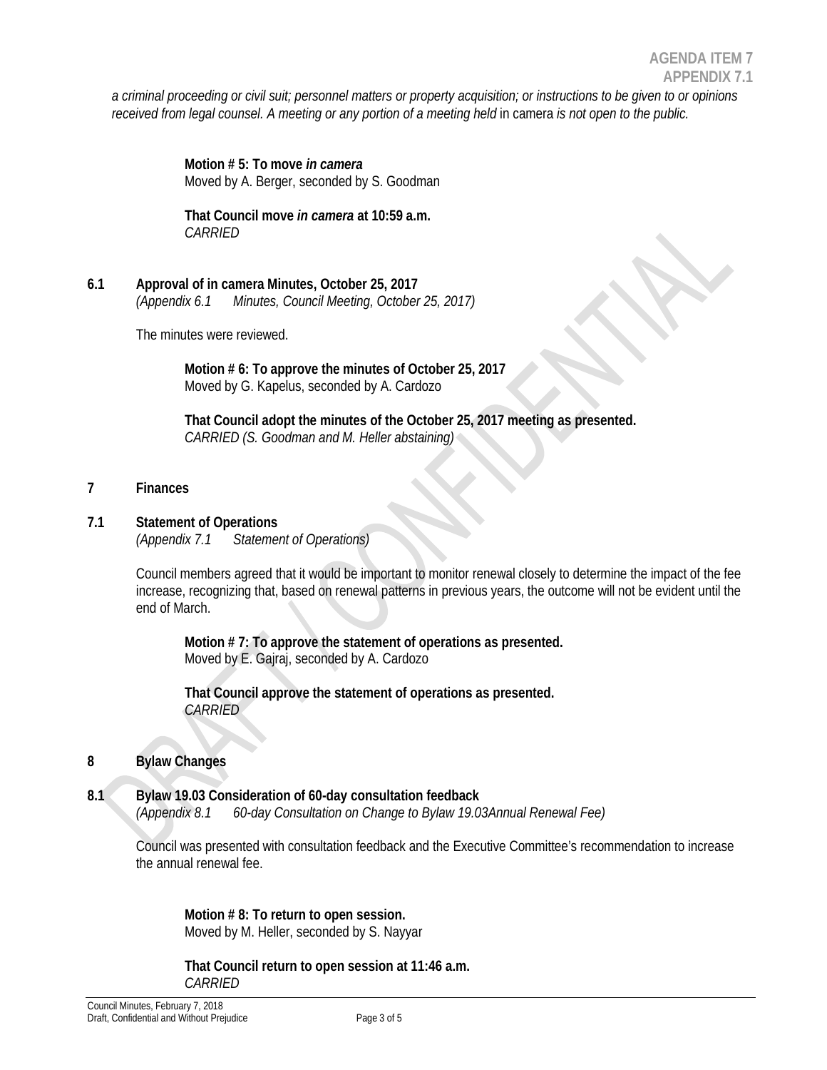*a criminal proceeding or civil suit; personnel matters or property acquisition; or instructions to be given to or opinions received from legal counsel. A meeting or any portion of a meeting held* in camera *is not open to the public.*

**Motion # 5: To move *in camera***
Moved by A. Berger, seconded by S. Goodman

**That Council move *in camera* at 10:59 a.m.**
*CARRIED*

## 6.1 Approval of in camera Minutes, October 25, 2017

*(Appendix 6.1 Minutes, Council Meeting, October 25, 2017)*

The minutes were reviewed.

**Motion # 6: To approve the minutes of October 25, 2017**
Moved by G. Kapelus, seconded by A. Cardozo

**That Council adopt the minutes of the October 25, 2017 meeting as presented.**
*CARRIED (S. Goodman and M. Heller abstaining)*

## 7 Finances

## 7.1 Statement of Operations

*(Appendix 7.1 Statement of Operations)*

Council members agreed that it would be important to monitor renewal closely to determine the impact of the fee increase, recognizing that, based on renewal patterns in previous years, the outcome will not be evident until the end of March.

**Motion # 7: To approve the statement of operations as presented.**
Moved by E. Gajraj, seconded by A. Cardozo

**That Council approve the statement of operations as presented.**
*CARRIED*

## 8 Bylaw Changes

## 8.1 Bylaw 19.03 Consideration of 60-day consultation feedback

*(Appendix 8.1 60-day Consultation on Change to Bylaw 19.03Annual Renewal Fee)*

Council was presented with consultation feedback and the Executive Committee's recommendation to increase the annual renewal fee.

**Motion # 8: To return to open session.**
Moved by M. Heller, seconded by S. Nayyar

**That Council return to open session at 11:46 a.m.**
*CARRIED*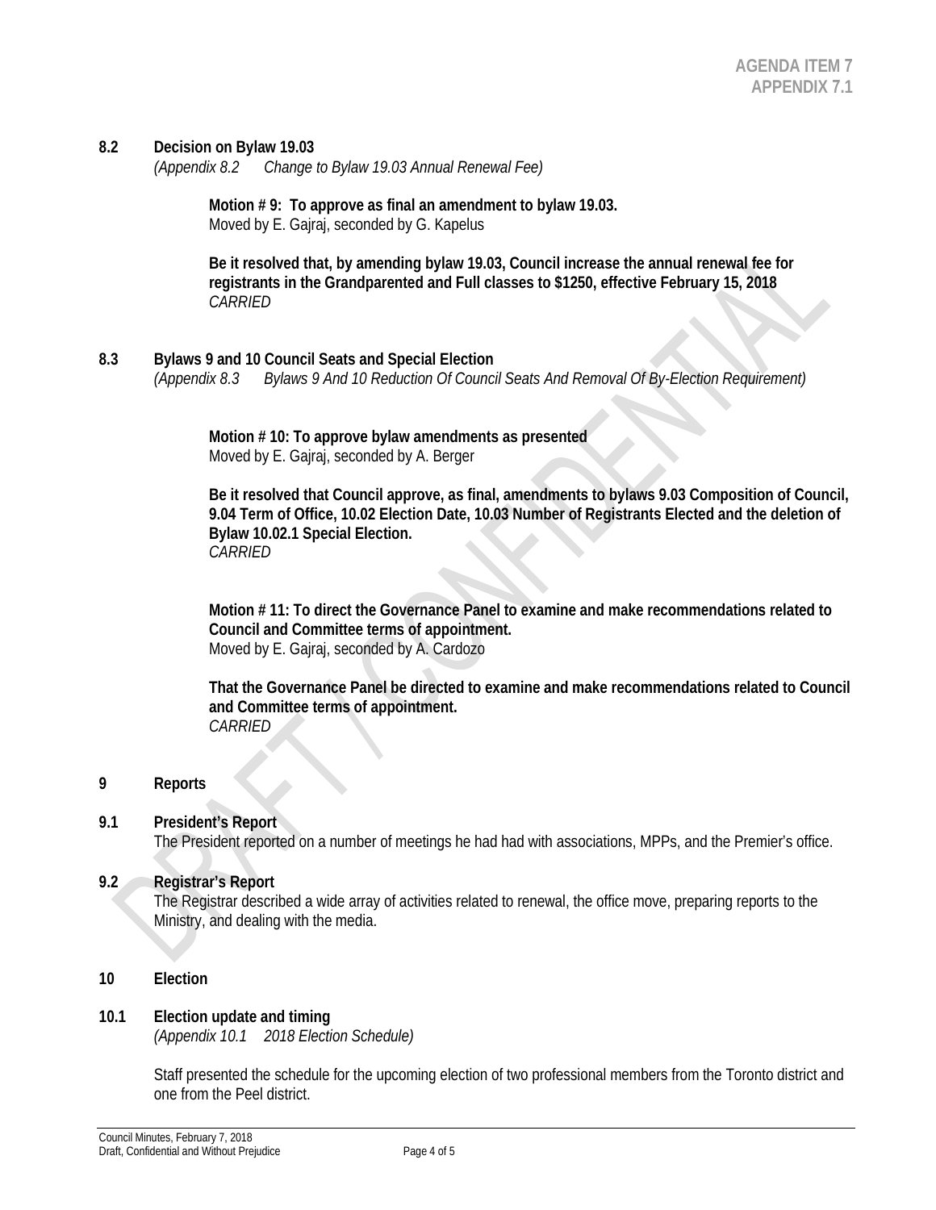**AGENDA ITEM 7**
**APPENDIX 7.1**

**8.2 Decision on Bylaw 19.03**

*(Appendix 8.2 Change to Bylaw 19.03 Annual Renewal Fee)*

**Motion # 9: To approve as final an amendment to bylaw 19.03.**
Moved by E. Gajraj, seconded by G. Kapelus

**Be it resolved that, by amending bylaw 19.03, Council increase the annual renewal fee for registrants in the Grandparented and Full classes to $1250, effective February 15, 2018**
*CARRIED*

**8.3 Bylaws 9 and 10 Council Seats and Special Election**

*(Appendix 8.3 Bylaws 9 And 10 Reduction Of Council Seats And Removal Of By-Election Requirement)*

**Motion # 10: To approve bylaw amendments as presented**
Moved by E. Gajraj, seconded by A. Berger

**Be it resolved that Council approve, as final, amendments to bylaws 9.03 Composition of Council, 9.04 Term of Office, 10.02 Election Date, 10.03 Number of Registrants Elected and the deletion of Bylaw 10.02.1 Special Election.**
*CARRIED*

**Motion # 11: To direct the Governance Panel to examine and make recommendations related to Council and Committee terms of appointment.**
Moved by E. Gajraj, seconded by A. Cardozo

**That the Governance Panel be directed to examine and make recommendations related to Council and Committee terms of appointment.**
*CARRIED*

**9 Reports**

**9.1 President's Report**

The President reported on a number of meetings he had had with associations, MPPs, and the Premier's office.

**9.2 Registrar's Report**

The Registrar described a wide array of activities related to renewal, the office move, preparing reports to the Ministry, and dealing with the media.

**10 Election**

**10.1 Election update and timing**

*(Appendix 10.1 2018 Election Schedule)*

Staff presented the schedule for the upcoming election of two professional members from the Toronto district and one from the Peel district.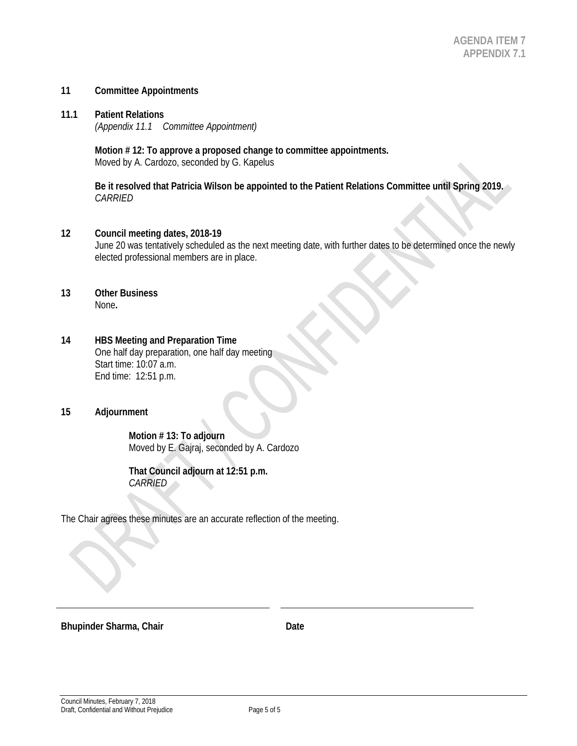**AGENDA ITEM 7**
**APPENDIX 7.1**

## 11 Committee Appointments

### 11.1 Patient Relations

*(Appendix 11.1 Committee Appointment)*

**Motion # 12: To approve a proposed change to committee appointments.**
Moved by A. Cardozo, seconded by G. Kapelus

**Be it resolved that Patricia Wilson be appointed to the Patient Relations Committee until Spring 2019.**
*CARRIED*

## 12 Council meeting dates, 2018-19

June 20 was tentatively scheduled as the next meeting date, with further dates to be determined once the newly elected professional members are in place.

## 13 Other Business

None**.**

## 14 HBS Meeting and Preparation Time

One half day preparation, one half day meeting
Start time: 10:07 a.m.
End time: 12:51 p.m.

## 15 Adjournment

**Motion # 13: To adjourn**
Moved by E. Gajraj, seconded by A. Cardozo

**That Council adjourn at 12:51 p.m.**
*CARRIED*

The Chair agrees these minutes are an accurate reflection of the meeting.

\_\_\_\_\_\_\_\_\_\_\_\_\_\_\_\_\_\_\_\_\_\_\_\_\_\_\_\_\_\_ \_\_\_\_\_\_\_\_\_\_\_\_\_\_\_\_\_\_\_\_\_\_\_\_\_\_\_\_\_\_

**Bhupinder Sharma, Chair** **Date**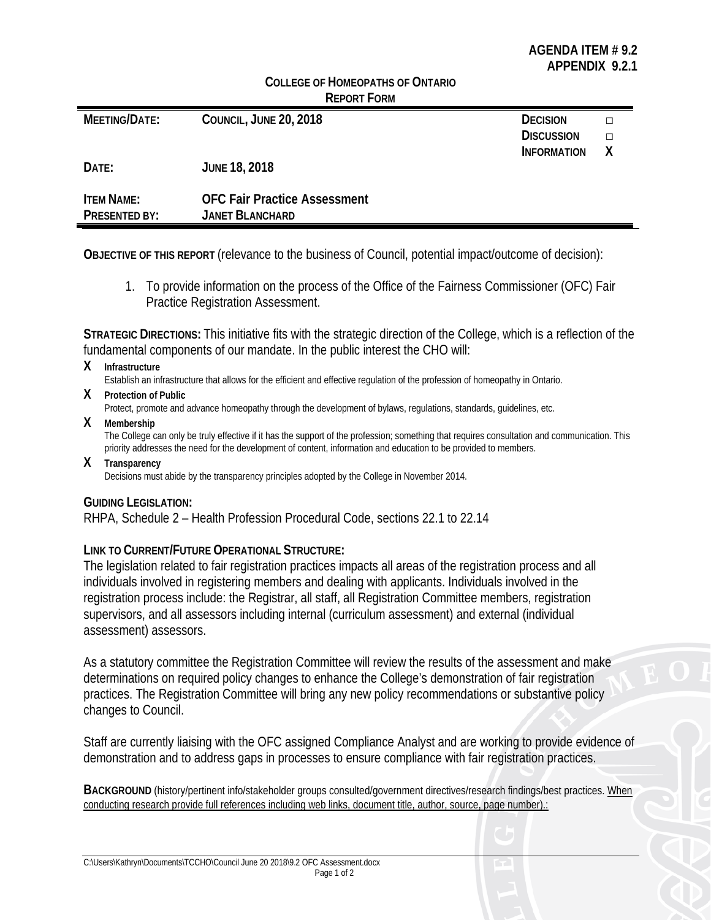**AGENDA ITEM # 9.2**
**APPENDIX 9.2.1**

**COLLEGE OF HOMEOPATHS OF ONTARIO**
**REPORT FORM**

| | | | |
|---|---|---|---|
| **MEETING/DATE:** | **COUNCIL, JUNE 20, 2018** | **DECISION** | □ |
| | | **DISCUSSION** | □ |
| | | **INFORMATION** | **X** |
| **DATE:** | **JUNE 18, 2018** | | |
| **ITEM NAME:** | **OFC Fair Practice Assessment** | | |
| **PRESENTED BY:** | **JANET BLANCHARD** | | |

**OBJECTIVE OF THIS REPORT** (relevance to the business of Council, potential impact/outcome of decision):

1. To provide information on the process of the Office of the Fairness Commissioner (OFC) Fair Practice Registration Assessment.

**STRATEGIC DIRECTIONS:** This initiative fits with the strategic direction of the College, which is a reflection of the fundamental components of our mandate. In the public interest the CHO will:

**X** **Infrastructure**
Establish an infrastructure that allows for the efficient and effective regulation of the profession of homeopathy in Ontario.

**X** **Protection of Public**
Protect, promote and advance homeopathy through the development of bylaws, regulations, standards, guidelines, etc.

**X** **Membership**
The College can only be truly effective if it has the support of the profession; something that requires consultation and communication. This priority addresses the need for the development of content, information and education to be provided to members.

**X** **Transparency**
Decisions must abide by the transparency principles adopted by the College in November 2014.

**GUIDING LEGISLATION:**
RHPA, Schedule 2 – Health Profession Procedural Code, sections 22.1 to 22.14

**LINK TO CURRENT/FUTURE OPERATIONAL STRUCTURE:**
The legislation related to fair registration practices impacts all areas of the registration process and all individuals involved in registering members and dealing with applicants. Individuals involved in the registration process include: the Registrar, all staff, all Registration Committee members, registration supervisors, and all assessors including internal (curriculum assessment) and external (individual assessment) assessors.

As a statutory committee the Registration Committee will review the results of the assessment and make determinations on required policy changes to enhance the College's demonstration of fair registration practices. The Registration Committee will bring any new policy recommendations or substantive policy changes to Council.

Staff are currently liaising with the OFC assigned Compliance Analyst and are working to provide evidence of demonstration and to address gaps in processes to ensure compliance with fair registration practices.

**BACKGROUND** (history/pertinent info/stakeholder groups consulted/government directives/research findings/best practices. When conducting research provide full references including web links, document title, author, source, page number).:

C:\Users\Kathryn\Documents\TCCHO\Council June 20 2018\9.2 OFC Assessment.docx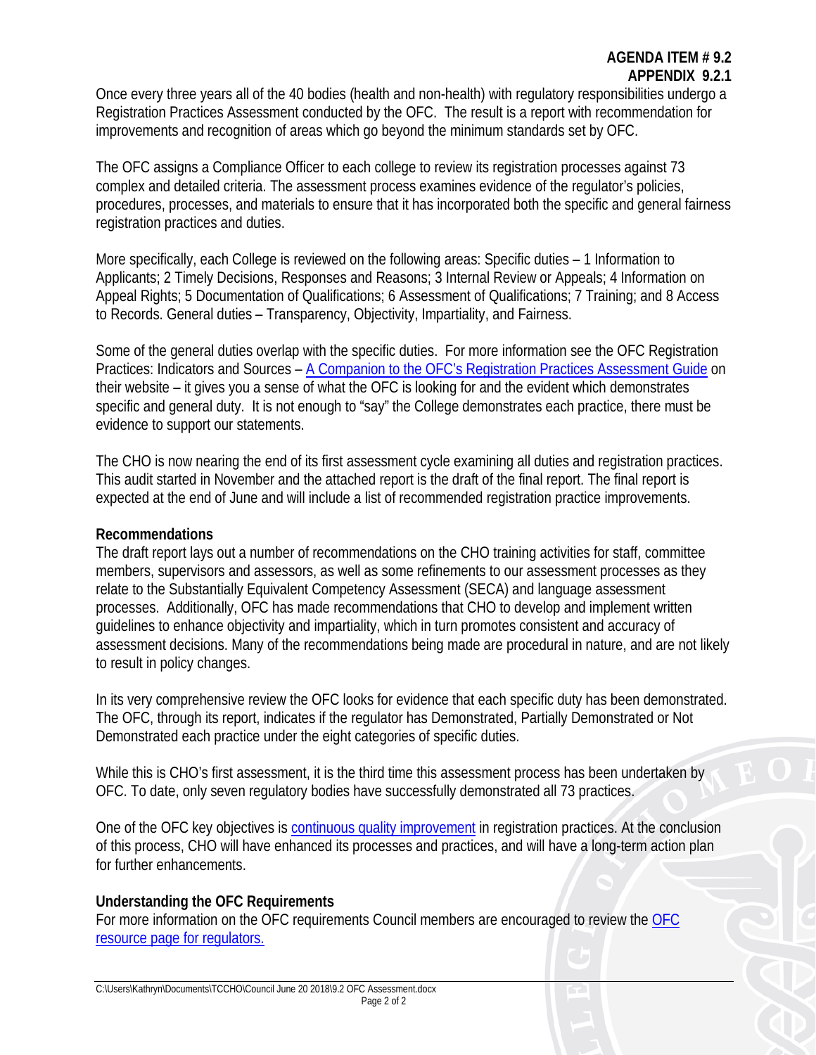**AGENDA ITEM # 9.2**
**APPENDIX 9.2.1**

Once every three years all of the 40 bodies (health and non-health) with regulatory responsibilities undergo a Registration Practices Assessment conducted by the OFC. The result is a report with recommendation for improvements and recognition of areas which go beyond the minimum standards set by OFC.

The OFC assigns a Compliance Officer to each college to review its registration processes against 73 complex and detailed criteria. The assessment process examines evidence of the regulator's policies, procedures, processes, and materials to ensure that it has incorporated both the specific and general fairness registration practices and duties.

More specifically, each College is reviewed on the following areas: Specific duties – 1 Information to Applicants; 2 Timely Decisions, Responses and Reasons; 3 Internal Review or Appeals; 4 Information on Appeal Rights; 5 Documentation of Qualifications; 6 Assessment of Qualifications; 7 Training; and 8 Access to Records. General duties – Transparency, Objectivity, Impartiality, and Fairness.

Some of the general duties overlap with the specific duties. For more information see the OFC Registration Practices: Indicators and Sources – A Companion to the OFC's Registration Practices Assessment Guide on their website – it gives you a sense of what the OFC is looking for and the evident which demonstrates specific and general duty. It is not enough to "say" the College demonstrates each practice, there must be evidence to support our statements.

The CHO is now nearing the end of its first assessment cycle examining all duties and registration practices. This audit started in November and the attached report is the draft of the final report. The final report is expected at the end of June and will include a list of recommended registration practice improvements.

**Recommendations**

The draft report lays out a number of recommendations on the CHO training activities for staff, committee members, supervisors and assessors, as well as some refinements to our assessment processes as they relate to the Substantially Equivalent Competency Assessment (SECA) and language assessment processes. Additionally, OFC has made recommendations that CHO to develop and implement written guidelines to enhance objectivity and impartiality, which in turn promotes consistent and accuracy of assessment decisions. Many of the recommendations being made are procedural in nature, and are not likely to result in policy changes.

In its very comprehensive review the OFC looks for evidence that each specific duty has been demonstrated. The OFC, through its report, indicates if the regulator has Demonstrated, Partially Demonstrated or Not Demonstrated each practice under the eight categories of specific duties.

While this is CHO's first assessment, it is the third time this assessment process has been undertaken by OFC. To date, only seven regulatory bodies have successfully demonstrated all 73 practices.

One of the OFC key objectives is continuous quality improvement in registration practices. At the conclusion of this process, CHO will have enhanced its processes and practices, and will have a long-term action plan for further enhancements.

**Understanding the OFC Requirements**

For more information on the OFC requirements Council members are encouraged to review the OFC resource page for regulators.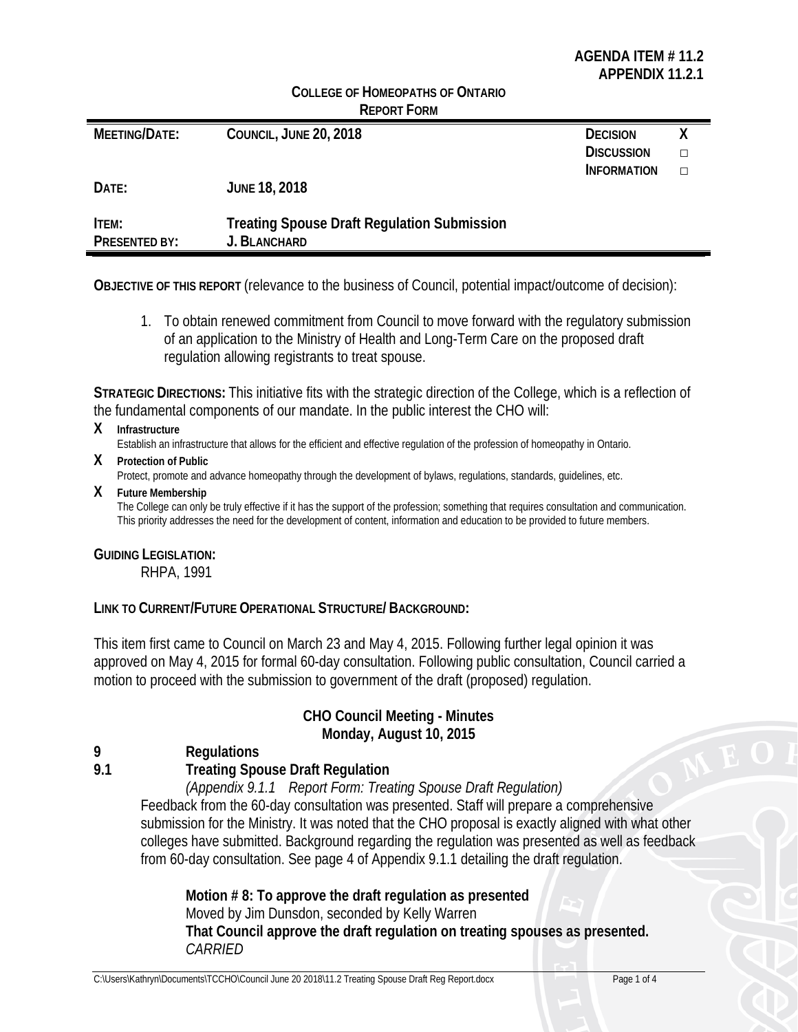**AGENDA ITEM # 11.2**
**APPENDIX 11.2.1**

**COLLEGE OF HOMEOPATHS OF ONTARIO**
**REPORT FORM**

| | | | |
|---|---|---|---|
| **MEETING/DATE:** | **COUNCIL, JUNE 20, 2018** | **DECISION** | **X** |
| | | **DISCUSSION** | □ |
| | | **INFORMATION** | □ |
| **DATE:** | **JUNE 18, 2018** | | |
| **ITEM:** | **Treating Spouse Draft Regulation Submission** | | |
| **PRESENTED BY:** | **J. BLANCHARD** | | |

**OBJECTIVE OF THIS REPORT** (relevance to the business of Council, potential impact/outcome of decision):

1. To obtain renewed commitment from Council to move forward with the regulatory submission of an application to the Ministry of Health and Long-Term Care on the proposed draft regulation allowing registrants to treat spouse.

**STRATEGIC DIRECTIONS:** This initiative fits with the strategic direction of the College, which is a reflection of the fundamental components of our mandate. In the public interest the CHO will:

**X** **Infrastructure**
Establish an infrastructure that allows for the efficient and effective regulation of the profession of homeopathy in Ontario.

**X** **Protection of Public**
Protect, promote and advance homeopathy through the development of bylaws, regulations, standards, guidelines, etc.

**X** **Future Membership**
The College can only be truly effective if it has the support of the profession; something that requires consultation and communication. This priority addresses the need for the development of content, information and education to be provided to future members.

**GUIDING LEGISLATION:**
RHPA, 1991

**LINK TO CURRENT/FUTURE OPERATIONAL STRUCTURE/ BACKGROUND:**

This item first came to Council on March 23 and May 4, 2015. Following further legal opinion it was approved on May 4, 2015 for formal 60-day consultation. Following public consultation, Council carried a motion to proceed with the submission to government of the draft (proposed) regulation.

**CHO Council Meeting - Minutes**
**Monday, August 10, 2015**

**9 Regulations**

**9.1 Treating Spouse Draft Regulation**

*(Appendix 9.1.1 Report Form: Treating Spouse Draft Regulation)*

Feedback from the 60-day consultation was presented. Staff will prepare a comprehensive submission for the Ministry. It was noted that the CHO proposal is exactly aligned with what other colleges have submitted. Background regarding the regulation was presented as well as feedback from 60-day consultation. See page 4 of Appendix 9.1.1 detailing the draft regulation.

**Motion # 8: To approve the draft regulation as presented**
Moved by Jim Dunsdon, seconded by Kelly Warren
**That Council approve the draft regulation on treating spouses as presented.**
*CARRIED*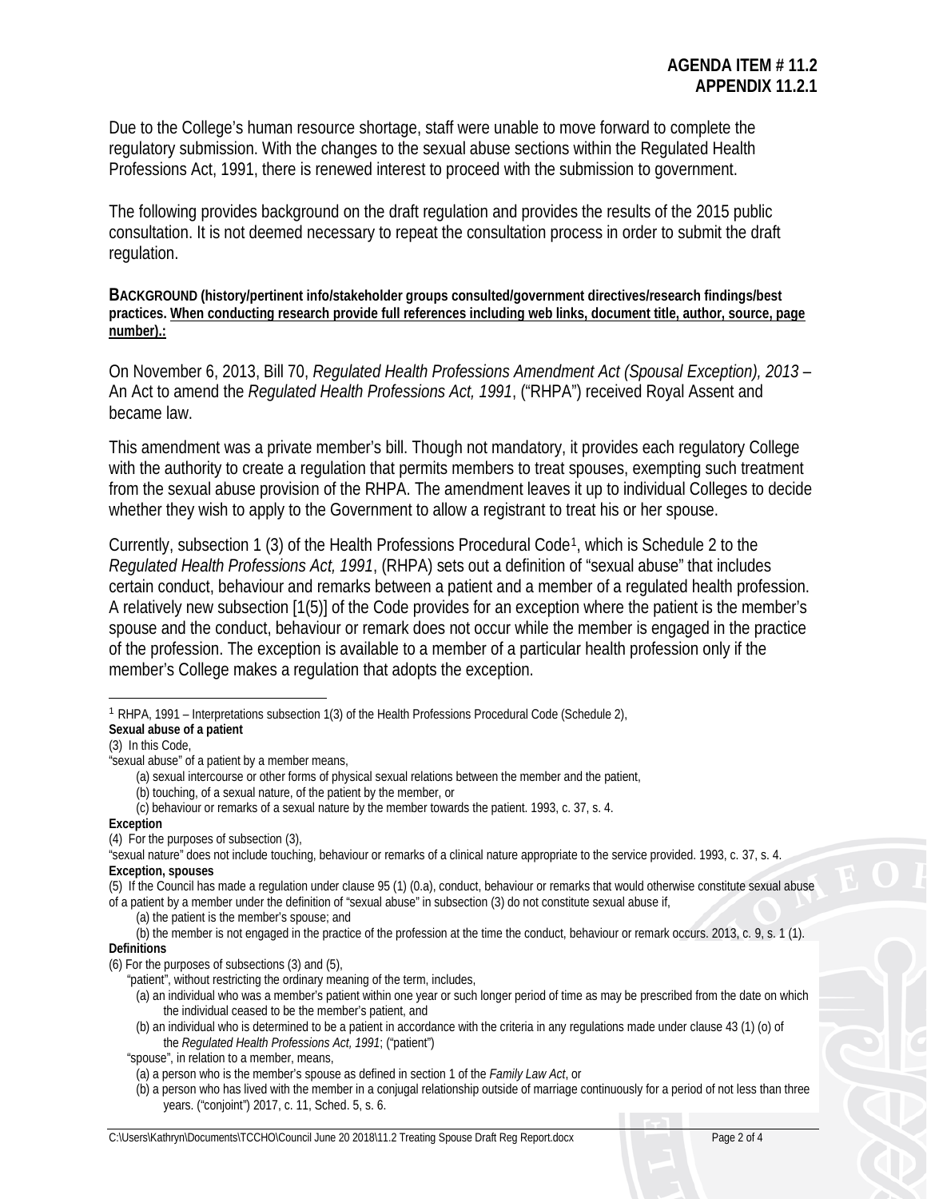**AGENDA ITEM # 11.2**
**APPENDIX 11.2.1**

Due to the College's human resource shortage, staff were unable to move forward to complete the regulatory submission. With the changes to the sexual abuse sections within the Regulated Health Professions Act, 1991, there is renewed interest to proceed with the submission to government.

The following provides background on the draft regulation and provides the results of the 2015 public consultation. It is not deemed necessary to repeat the consultation process in order to submit the draft regulation.

**BACKGROUND (history/pertinent info/stakeholder groups consulted/government directives/research findings/best practices. When conducting research provide full references including web links, document title, author, source, page number).:**

On November 6, 2013, Bill 70, *Regulated Health Professions Amendment Act (Spousal Exception), 2013* – An Act to amend the *Regulated Health Professions Act, 1991*, ("RHPA") received Royal Assent and became law.

This amendment was a private member's bill. Though not mandatory, it provides each regulatory College with the authority to create a regulation that permits members to treat spouses, exempting such treatment from the sexual abuse provision of the RHPA. The amendment leaves it up to individual Colleges to decide whether they wish to apply to the Government to allow a registrant to treat his or her spouse.

Currently, subsection 1 (3) of the Health Professions Procedural Code[1], which is Schedule 2 to the *Regulated Health Professions Act, 1991*, (RHPA) sets out a definition of "sexual abuse" that includes certain conduct, behaviour and remarks between a patient and a member of a regulated health profession. A relatively new subsection [1(5)] of the Code provides for an exception where the patient is the member's spouse and the conduct, behaviour or remark does not occur while the member is engaged in the practice of the profession. The exception is available to a member of a particular health profession only if the member's College makes a regulation that adopts the exception.

---

[1] RHPA, 1991 – Interpretations subsection 1(3) of the Health Professions Procedural Code (Schedule 2),

**Sexual abuse of a patient**

(3) In this Code,

"sexual abuse" of a patient by a member means,

(a) sexual intercourse or other forms of physical sexual relations between the member and the patient,

(b) touching, of a sexual nature, of the patient by the member, or

(c) behaviour or remarks of a sexual nature by the member towards the patient. 1993, c. 37, s. 4.

**Exception**

(4) For the purposes of subsection (3),

"sexual nature" does not include touching, behaviour or remarks of a clinical nature appropriate to the service provided. 1993, c. 37, s. 4.

**Exception, spouses**

(5) If the Council has made a regulation under clause 95 (1) (0.a), conduct, behaviour or remarks that would otherwise constitute sexual abuse of a patient by a member under the definition of "sexual abuse" in subsection (3) do not constitute sexual abuse if,

(a) the patient is the member's spouse; and

(b) the member is not engaged in the practice of the profession at the time the conduct, behaviour or remark occurs. 2013, c. 9, s. 1 (1).

**Definitions**

(6) For the purposes of subsections (3) and (5),

"patient", without restricting the ordinary meaning of the term, includes,

(a) an individual who was a member's patient within one year or such longer period of time as may be prescribed from the date on which the individual ceased to be the member's patient, and

(b) an individual who is determined to be a patient in accordance with the criteria in any regulations made under clause 43 (1) (o) of the *Regulated Health Professions Act, 1991*; ("patient")

"spouse", in relation to a member, means,

(a) a person who is the member's spouse as defined in section 1 of the *Family Law Act*, or

(b) a person who has lived with the member in a conjugal relationship outside of marriage continuously for a period of not less than three years. ("conjoint") 2017, c. 11, Sched. 5, s. 6.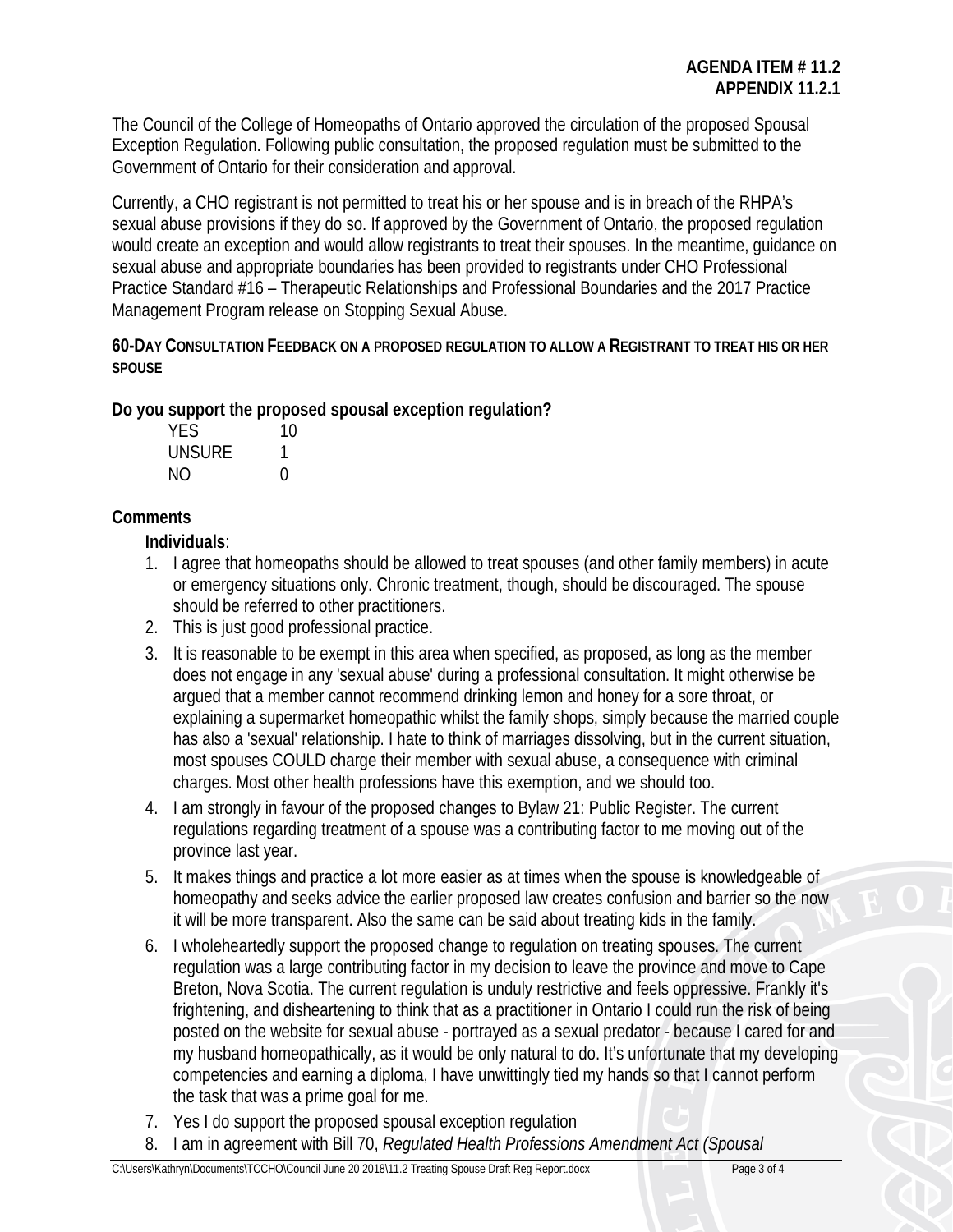**AGENDA ITEM # 11.2**
**APPENDIX 11.2.1**

The Council of the College of Homeopaths of Ontario approved the circulation of the proposed Spousal Exception Regulation. Following public consultation, the proposed regulation must be submitted to the Government of Ontario for their consideration and approval.

Currently, a CHO registrant is not permitted to treat his or her spouse and is in breach of the RHPA's sexual abuse provisions if they do so. If approved by the Government of Ontario, the proposed regulation would create an exception and would allow registrants to treat their spouses. In the meantime, guidance on sexual abuse and appropriate boundaries has been provided to registrants under CHO Professional Practice Standard #16 – Therapeutic Relationships and Professional Boundaries and the 2017 Practice Management Program release on Stopping Sexual Abuse.

**60-DAY CONSULTATION FEEDBACK ON A PROPOSED REGULATION TO ALLOW A REGISTRANT TO TREAT HIS OR HER SPOUSE**

**Do you support the proposed spousal exception regulation?**

| | |
|---|---|
| YES | 10 |
| UNSURE | 1 |
| NO | 0 |

**Comments**

**Individuals**:

1. I agree that homeopaths should be allowed to treat spouses (and other family members) in acute or emergency situations only. Chronic treatment, though, should be discouraged. The spouse should be referred to other practitioners.
2. This is just good professional practice.
3. It is reasonable to be exempt in this area when specified, as proposed, as long as the member does not engage in any 'sexual abuse' during a professional consultation. It might otherwise be argued that a member cannot recommend drinking lemon and honey for a sore throat, or explaining a supermarket homeopathic whilst the family shops, simply because the married couple has also a 'sexual' relationship. I hate to think of marriages dissolving, but in the current situation, most spouses COULD charge their member with sexual abuse, a consequence with criminal charges. Most other health professions have this exemption, and we should too.
4. I am strongly in favour of the proposed changes to Bylaw 21: Public Register. The current regulations regarding treatment of a spouse was a contributing factor to me moving out of the province last year.
5. It makes things and practice a lot more easier as at times when the spouse is knowledgeable of homeopathy and seeks advice the earlier proposed law creates confusion and barrier so the now it will be more transparent. Also the same can be said about treating kids in the family.
6. I wholeheartedly support the proposed change to regulation on treating spouses. The current regulation was a large contributing factor in my decision to leave the province and move to Cape Breton, Nova Scotia. The current regulation is unduly restrictive and feels oppressive. Frankly it's frightening, and disheartening to think that as a practitioner in Ontario I could run the risk of being posted on the website for sexual abuse - portrayed as a sexual predator - because I cared for and my husband homeopathically, as it would be only natural to do. It's unfortunate that my developing competencies and earning a diploma, I have unwittingly tied my hands so that I cannot perform the task that was a prime goal for me.
7. Yes I do support the proposed spousal exception regulation
8. I am in agreement with Bill 70, *Regulated Health Professions Amendment Act (Spousal*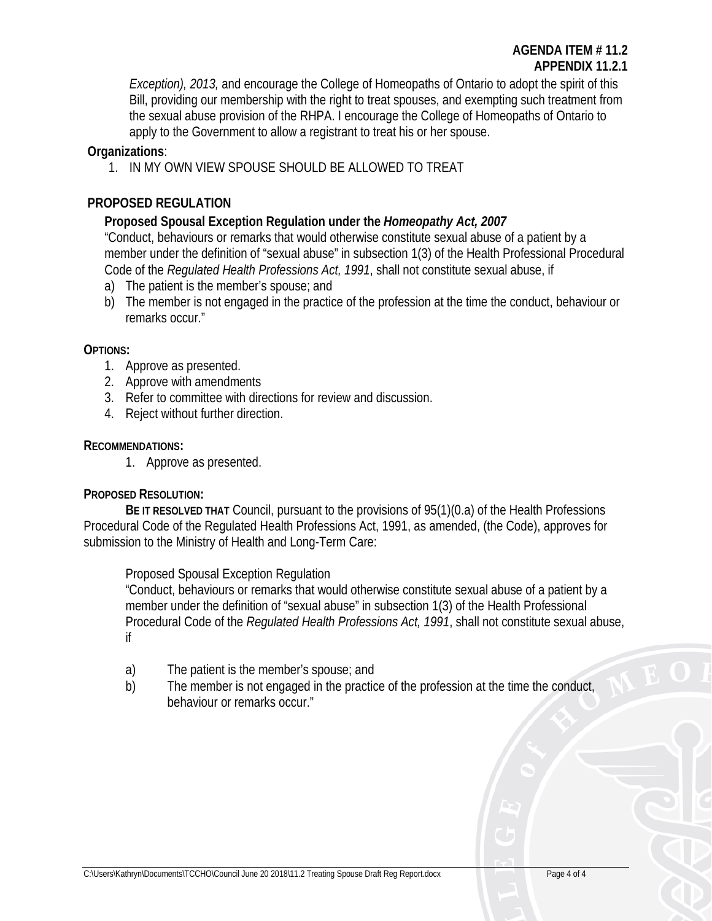**AGENDA ITEM # 11.2**
**APPENDIX 11.2.1**

*Exception), 2013,* and encourage the College of Homeopaths of Ontario to adopt the spirit of this Bill, providing our membership with the right to treat spouses, and exempting such treatment from the sexual abuse provision of the RHPA. I encourage the College of Homeopaths of Ontario to apply to the Government to allow a registrant to treat his or her spouse.

**Organizations**:

1. IN MY OWN VIEW SPOUSE SHOULD BE ALLOWED TO TREAT

## PROPOSED REGULATION

**Proposed Spousal Exception Regulation under the *Homeopathy Act, 2007***

"Conduct, behaviours or remarks that would otherwise constitute sexual abuse of a patient by a member under the definition of "sexual abuse" in subsection 1(3) of the Health Professional Procedural Code of the *Regulated Health Professions Act, 1991*, shall not constitute sexual abuse, if

a) The patient is the member's spouse; and
b) The member is not engaged in the practice of the profession at the time the conduct, behaviour or remarks occur."

**OPTIONS:**

1. Approve as presented.
2. Approve with amendments
3. Refer to committee with directions for review and discussion.
4. Reject without further direction.

**RECOMMENDATIONS:**

1. Approve as presented.

**PROPOSED RESOLUTION:**

**BE IT RESOLVED THAT** Council, pursuant to the provisions of 95(1)(0.a) of the Health Professions Procedural Code of the Regulated Health Professions Act, 1991, as amended, (the Code), approves for submission to the Ministry of Health and Long-Term Care:

Proposed Spousal Exception Regulation

"Conduct, behaviours or remarks that would otherwise constitute sexual abuse of a patient by a member under the definition of "sexual abuse" in subsection 1(3) of the Health Professional Procedural Code of the *Regulated Health Professions Act, 1991*, shall not constitute sexual abuse, if

a) The patient is the member's spouse; and
b) The member is not engaged in the practice of the profession at the time the conduct, behaviour or remarks occur."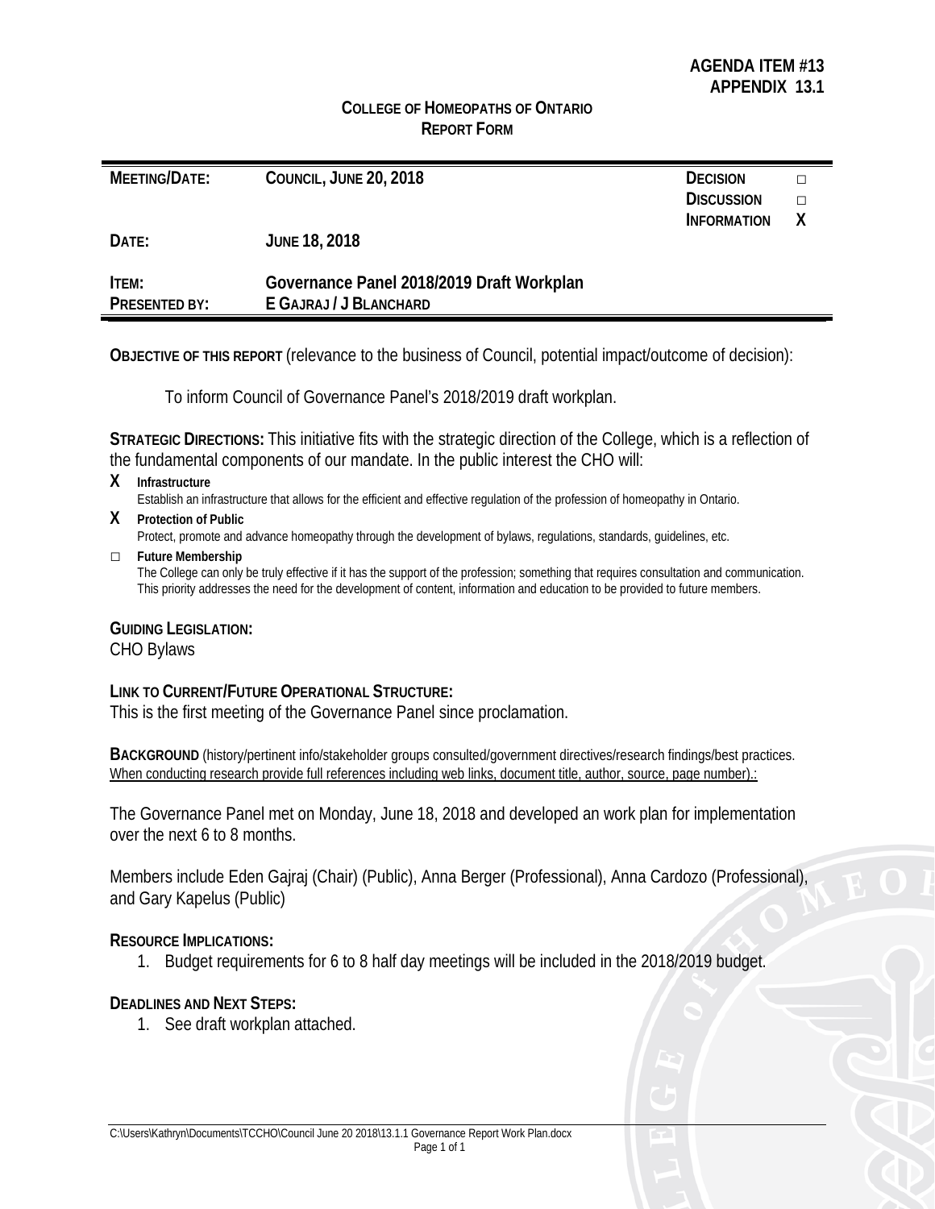**AGENDA ITEM #13**
**APPENDIX 13.1**

**COLLEGE OF HOMEOPATHS OF ONTARIO**
**REPORT FORM**

| | | | |
|---|---|---|---|
| **MEETING/DATE:** | **COUNCIL, JUNE 20, 2018** | **DECISION** | □ |
| | | **DISCUSSION** | □ |
| | | **INFORMATION** | **X** |
| **DATE:** | **JUNE 18, 2018** | | |
| **ITEM:** | **Governance Panel 2018/2019 Draft Workplan** | | |
| **PRESENTED BY:** | **E GAJRAJ / J BLANCHARD** | | |

**OBJECTIVE OF THIS REPORT** (relevance to the business of Council, potential impact/outcome of decision):

To inform Council of Governance Panel's 2018/2019 draft workplan.

**STRATEGIC DIRECTIONS:** This initiative fits with the strategic direction of the College, which is a reflection of the fundamental components of our mandate. In the public interest the CHO will:

**X** **Infrastructure**
Establish an infrastructure that allows for the efficient and effective regulation of the profession of homeopathy in Ontario.

**X** **Protection of Public**
Protect, promote and advance homeopathy through the development of bylaws, regulations, standards, guidelines, etc.

□ **Future Membership**
The College can only be truly effective if it has the support of the profession; something that requires consultation and communication. This priority addresses the need for the development of content, information and education to be provided to future members.

**GUIDING LEGISLATION:**
CHO Bylaws

**LINK TO CURRENT/FUTURE OPERATIONAL STRUCTURE:**
This is the first meeting of the Governance Panel since proclamation.

**BACKGROUND** (history/pertinent info/stakeholder groups consulted/government directives/research findings/best practices. When conducting research provide full references including web links, document title, author, source, page number).:

The Governance Panel met on Monday, June 18, 2018 and developed an work plan for implementation over the next 6 to 8 months.

Members include Eden Gajraj (Chair) (Public), Anna Berger (Professional), Anna Cardozo (Professional), and Gary Kapelus (Public)

**RESOURCE IMPLICATIONS:**

1. Budget requirements for 6 to 8 half day meetings will be included in the 2018/2019 budget.

**DEADLINES AND NEXT STEPS:**

1. See draft workplan attached.

C:\Users\Kathryn\Documents\TCCHO\Council June 20 2018\13.1.1 Governance Report Work Plan.docx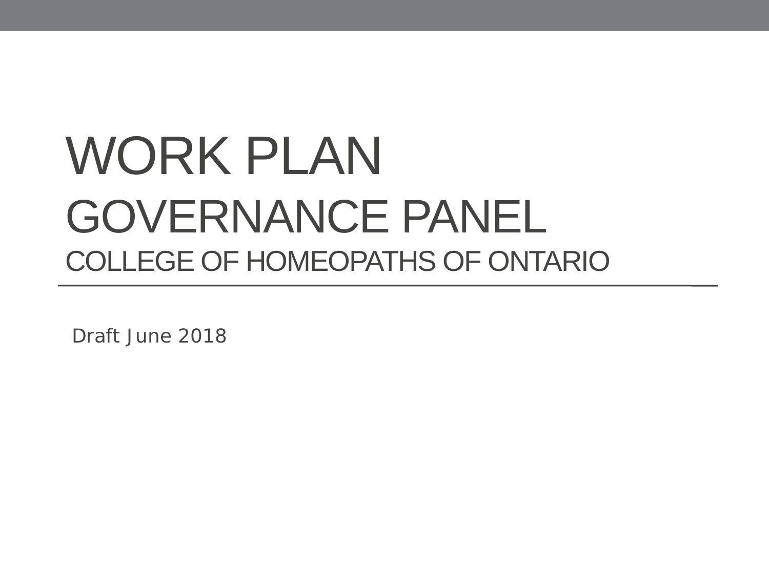# WORK PLAN
## GOVERNANCE PANEL
### COLLEGE OF HOMEOPATHS OF ONTARIO

Draft June 2018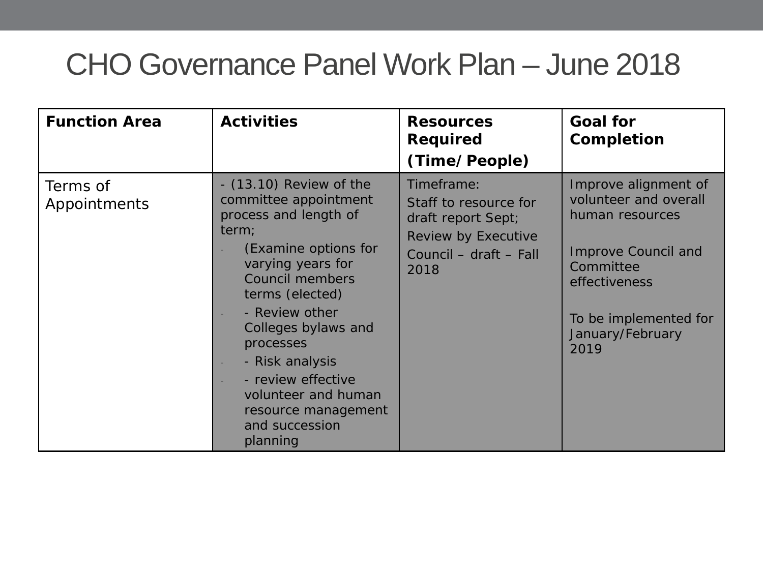# CHO Governance Panel Work Plan – June 2018

| Function Area | Activities | Resources Required (Time/People) | Goal for Completion |
|---|---|---|---|
| Terms of Appointments | - (13.10) Review of the committee appointment process and length of term;<br>- (Examine options for varying years for Council members terms (elected)<br>- - Review other Colleges bylaws and processes<br>- - Risk analysis<br>- - review effective volunteer and human resource management and succession planning | Timeframe:<br>Staff to resource for draft report Sept;<br>Review by Executive Council – draft – Fall 2018 | Improve alignment of volunteer and overall human resources<br><br>Improve Council and Committee effectiveness<br><br>To be implemented for January/February 2019 |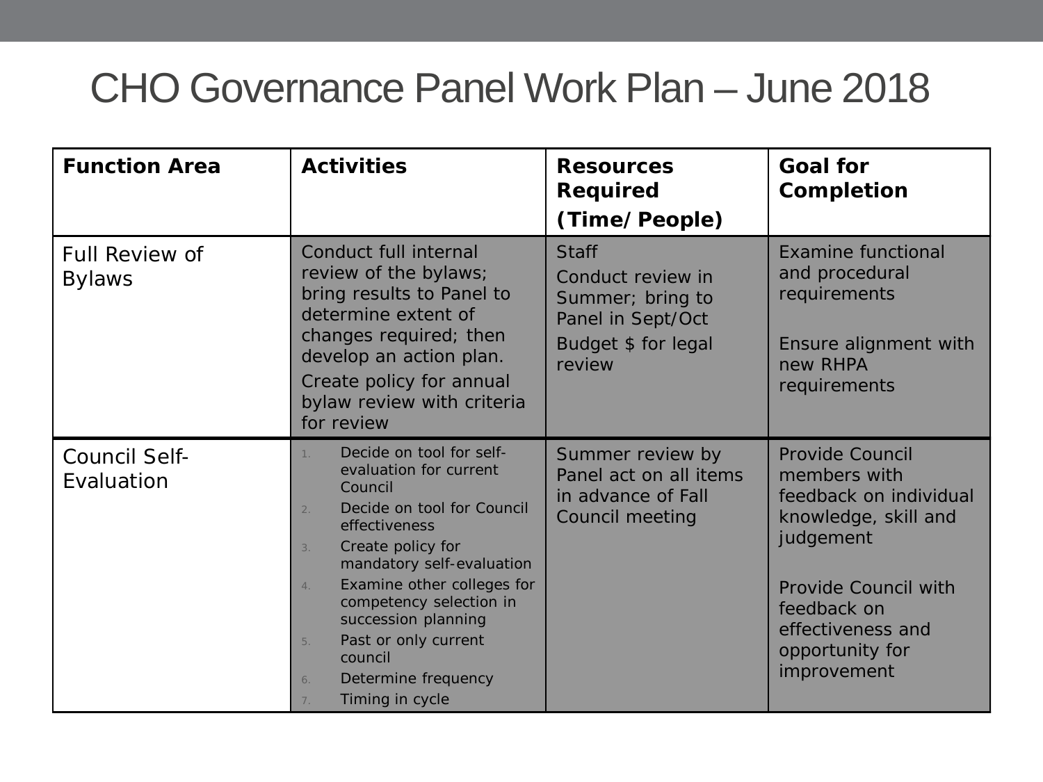# CHO Governance Panel Work Plan – June 2018

| **Function Area** | **Activities** | **Resources Required (Time/People)** | **Goal for Completion** |
|---|---|---|---|
| Full Review of Bylaws | Conduct full internal review of the bylaws; bring results to Panel to determine extent of changes required; then develop an action plan.<br>Create policy for annual bylaw review with criteria for review | Staff<br>Conduct review in Summer; bring to Panel in Sept/Oct<br>Budget $ for legal review | Examine functional and procedural requirements<br><br>Ensure alignment with new RHPA requirements |
| Council Self-Evaluation | 1. Decide on tool for self-evaluation for current Council<br>2. Decide on tool for Council effectiveness<br>3. Create policy for mandatory self-evaluation<br>4. Examine other colleges for competency selection in succession planning<br>5. Past or only current council<br>6. Determine frequency<br>7. Timing in cycle | Summer review by Panel act on all items in advance of Fall Council meeting | Provide Council members with feedback on individual knowledge, skill and judgement<br><br>Provide Council with feedback on effectiveness and opportunity for improvement |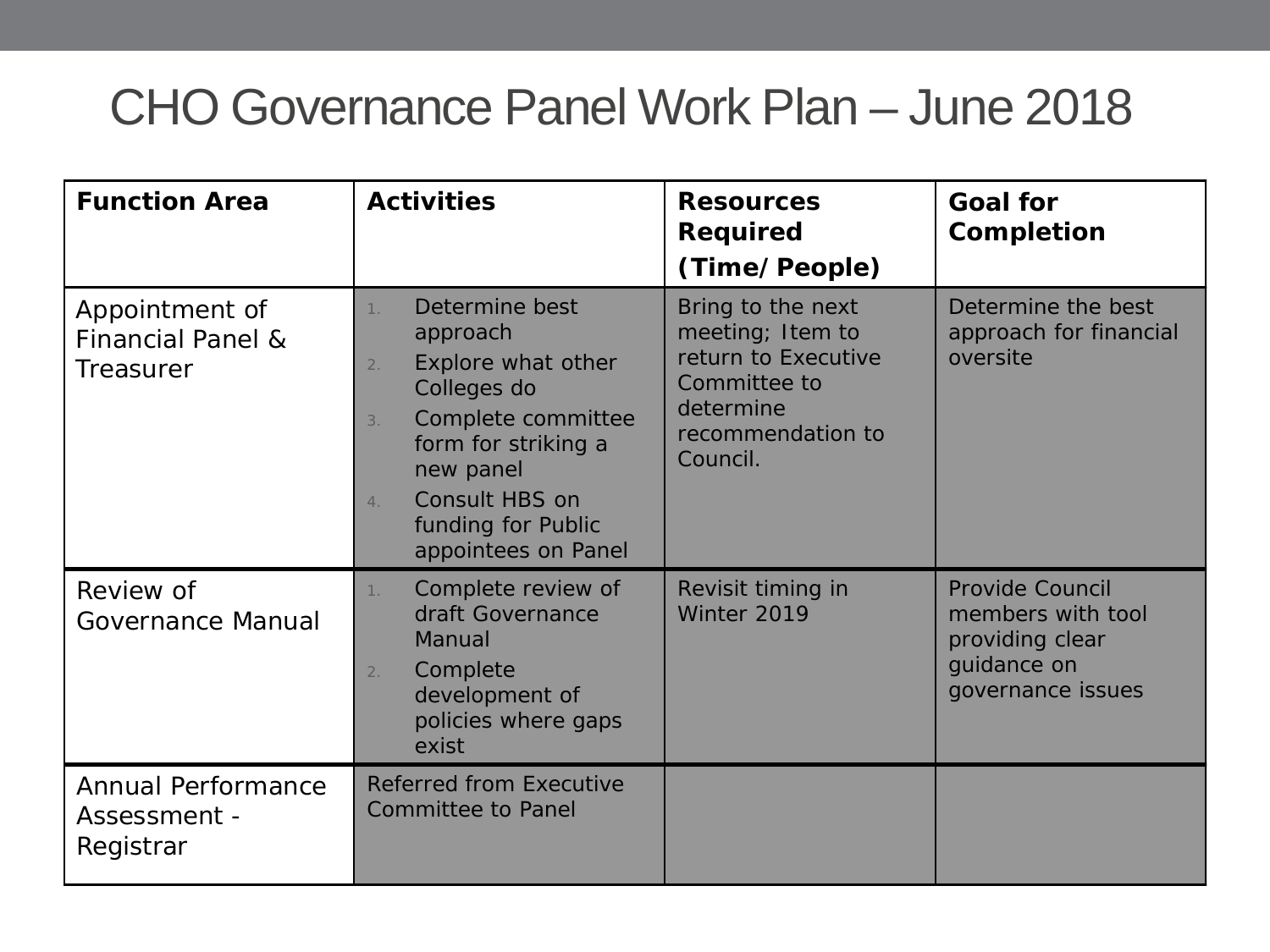# CHO Governance Panel Work Plan – June 2018

| Function Area | Activities | Resources Required (Time/People) | Goal for Completion |
| --- | --- | --- | --- |
| Appointment of Financial Panel & Treasurer | 1. Determine best approach<br>2. Explore what other Colleges do<br>3. Complete committee form for striking a new panel<br>4. Consult HBS on funding for Public appointees on Panel | Bring to the next meeting; Item to return to Executive Committee to determine recommendation to Council. | Determine the best approach for financial oversite |
| Review of Governance Manual | 1. Complete review of draft Governance Manual<br>2. Complete development of policies where gaps exist | Revisit timing in Winter 2019 | Provide Council members with tool providing clear guidance on governance issues |
| Annual Performance Assessment - Registrar | Referred from Executive Committee to Panel | | |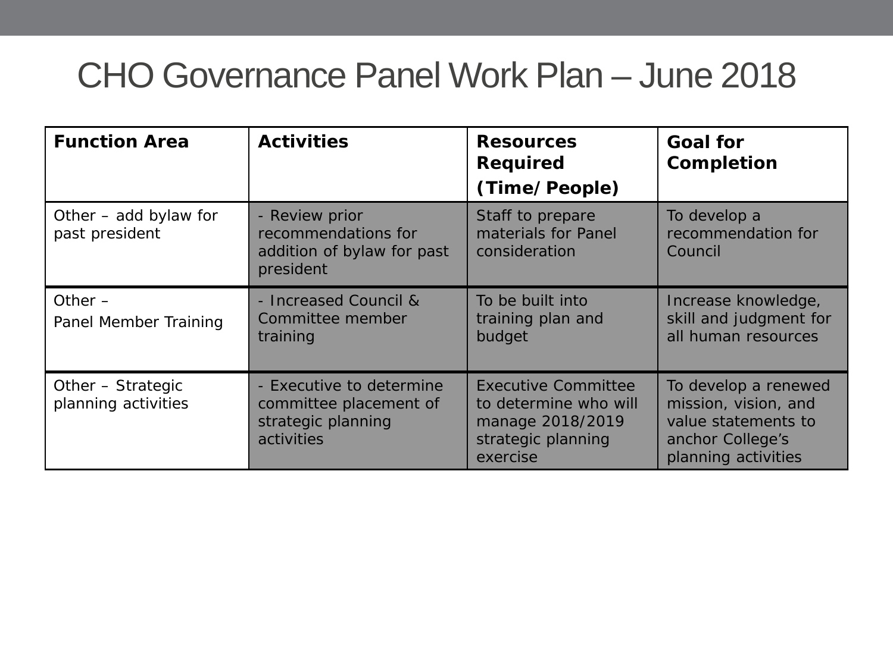# CHO Governance Panel Work Plan – June 2018

| Function Area | Activities | Resources Required (Time/People) | Goal for Completion |
| --- | --- | --- | --- |
| Other – add bylaw for past president | - Review prior recommendations for addition of bylaw for past president | Staff to prepare materials for Panel consideration | To develop a recommendation for Council |
| Other – Panel Member Training | - Increased Council & Committee member training | To be built into training plan and budget | Increase knowledge, skill and judgment for all human resources |
| Other – Strategic planning activities | - Executive to determine committee placement of strategic planning activities | Executive Committee to determine who will manage 2018/2019 strategic planning exercise | To develop a renewed mission, vision, and value statements to anchor College's planning activities |